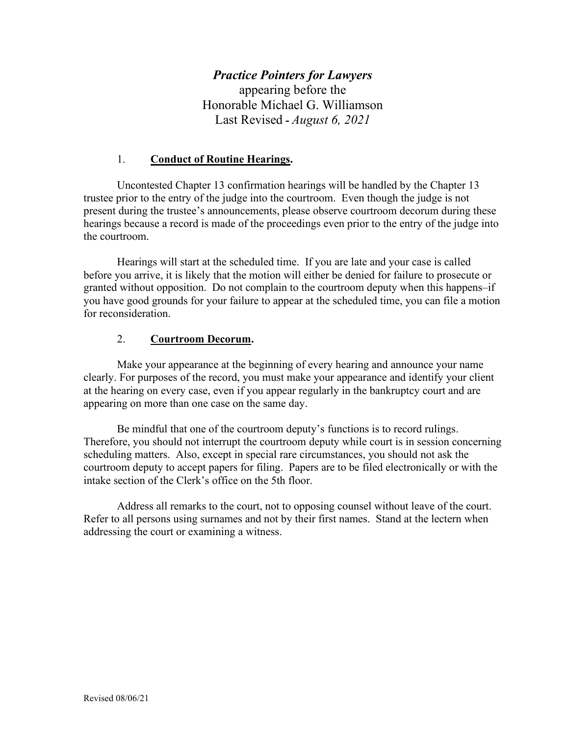# *Practice Pointers for Lawyers*

appearing before the
Honorable Michael G. Williamson
Last Revised - *August 6, 2021*

## 1. **Conduct of Routine Hearings.**

Uncontested Chapter 13 confirmation hearings will be handled by the Chapter 13 trustee prior to the entry of the judge into the courtroom. Even though the judge is not present during the trustee's announcements, please observe courtroom decorum during these hearings because a record is made of the proceedings even prior to the entry of the judge into the courtroom.

Hearings will start at the scheduled time. If you are late and your case is called before you arrive, it is likely that the motion will either be denied for failure to prosecute or granted without opposition. Do not complain to the courtroom deputy when this happens–if you have good grounds for your failure to appear at the scheduled time, you can file a motion for reconsideration.

## 2. **Courtroom Decorum.**

Make your appearance at the beginning of every hearing and announce your name clearly. For purposes of the record, you must make your appearance and identify your client at the hearing on every case, even if you appear regularly in the bankruptcy court and are appearing on more than one case on the same day.

Be mindful that one of the courtroom deputy's functions is to record rulings. Therefore, you should not interrupt the courtroom deputy while court is in session concerning scheduling matters. Also, except in special rare circumstances, you should not ask the courtroom deputy to accept papers for filing. Papers are to be filed electronically or with the intake section of the Clerk's office on the 5th floor.

Address all remarks to the court, not to opposing counsel without leave of the court. Refer to all persons using surnames and not by their first names. Stand at the lectern when addressing the court or examining a witness.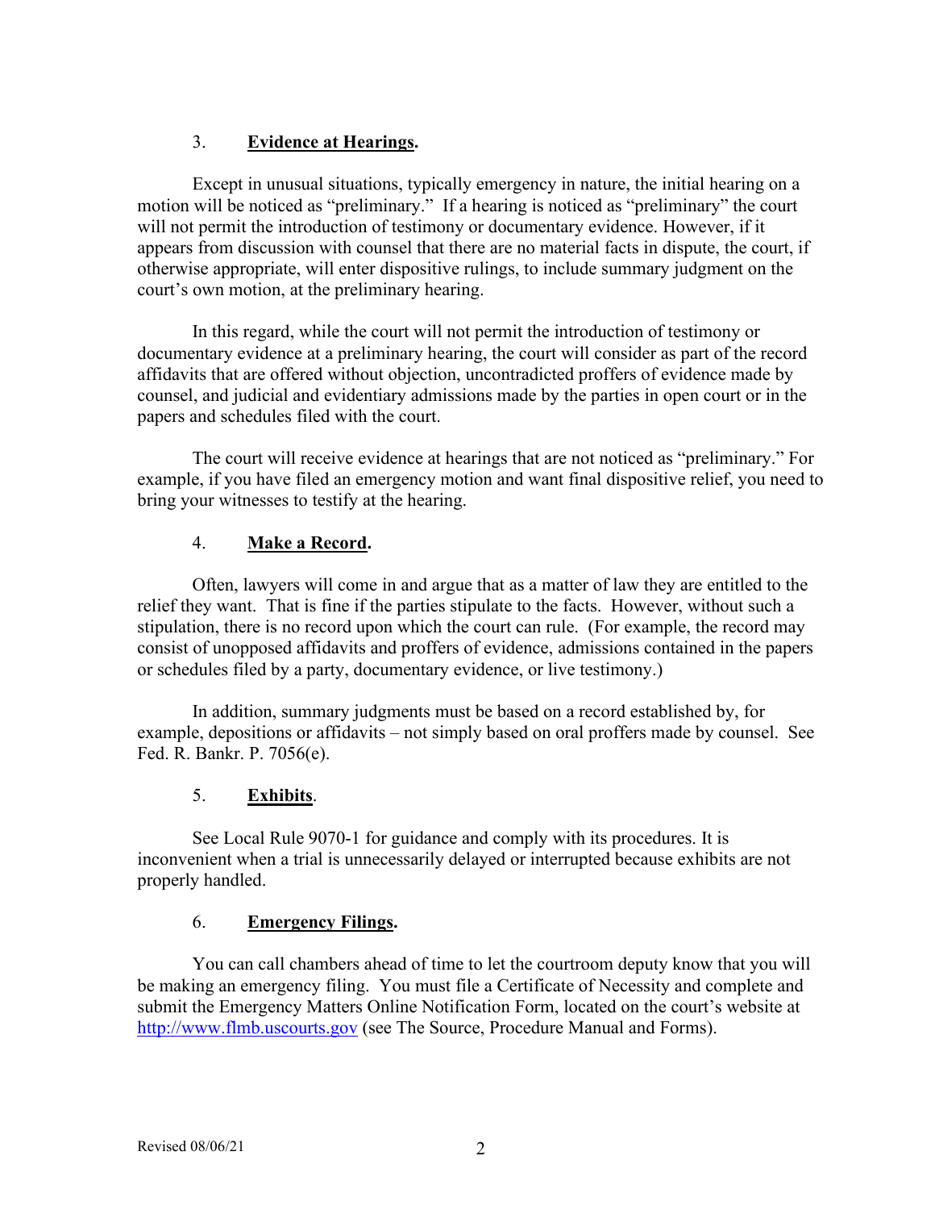3. **Evidence at Hearings.**

Except in unusual situations, typically emergency in nature, the initial hearing on a motion will be noticed as "preliminary." If a hearing is noticed as "preliminary" the court will not permit the introduction of testimony or documentary evidence. However, if it appears from discussion with counsel that there are no material facts in dispute, the court, if otherwise appropriate, will enter dispositive rulings, to include summary judgment on the court's own motion, at the preliminary hearing.

In this regard, while the court will not permit the introduction of testimony or documentary evidence at a preliminary hearing, the court will consider as part of the record affidavits that are offered without objection, uncontradicted proffers of evidence made by counsel, and judicial and evidentiary admissions made by the parties in open court or in the papers and schedules filed with the court.

The court will receive evidence at hearings that are not noticed as "preliminary." For example, if you have filed an emergency motion and want final dispositive relief, you need to bring your witnesses to testify at the hearing.

4. **Make a Record.**

Often, lawyers will come in and argue that as a matter of law they are entitled to the relief they want. That is fine if the parties stipulate to the facts. However, without such a stipulation, there is no record upon which the court can rule. (For example, the record may consist of unopposed affidavits and proffers of evidence, admissions contained in the papers or schedules filed by a party, documentary evidence, or live testimony.)

In addition, summary judgments must be based on a record established by, for example, depositions or affidavits – not simply based on oral proffers made by counsel. See Fed. R. Bankr. P. 7056(e).

5. **Exhibits.**

See Local Rule 9070-1 for guidance and comply with its procedures. It is inconvenient when a trial is unnecessarily delayed or interrupted because exhibits are not properly handled.

6. **Emergency Filings.**

You can call chambers ahead of time to let the courtroom deputy know that you will be making an emergency filing. You must file a Certificate of Necessity and complete and submit the Emergency Matters Online Notification Form, located on the court's website at http://www.flmb.uscourts.gov (see The Source, Procedure Manual and Forms).

Revised 08/06/21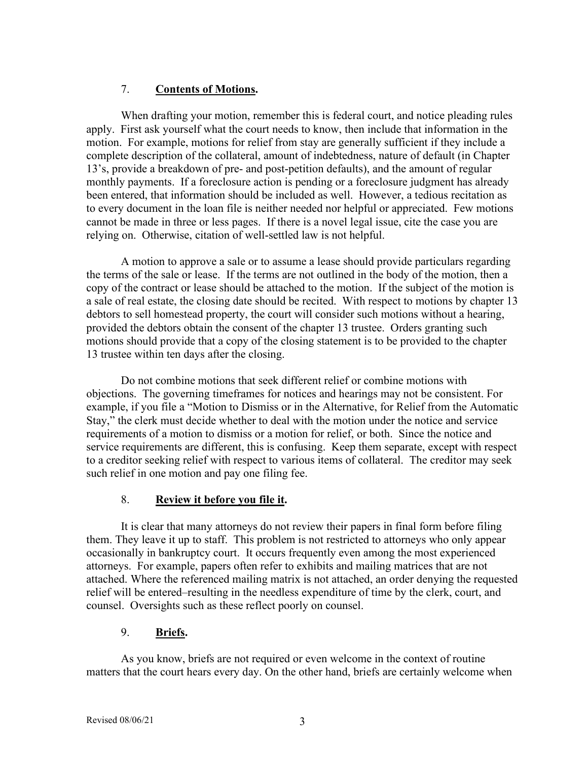7. **Contents of Motions.**

When drafting your motion, remember this is federal court, and notice pleading rules apply. First ask yourself what the court needs to know, then include that information in the motion. For example, motions for relief from stay are generally sufficient if they include a complete description of the collateral, amount of indebtedness, nature of default (in Chapter 13's, provide a breakdown of pre- and post-petition defaults), and the amount of regular monthly payments. If a foreclosure action is pending or a foreclosure judgment has already been entered, that information should be included as well. However, a tedious recitation as to every document in the loan file is neither needed nor helpful or appreciated. Few motions cannot be made in three or less pages. If there is a novel legal issue, cite the case you are relying on. Otherwise, citation of well-settled law is not helpful.

A motion to approve a sale or to assume a lease should provide particulars regarding the terms of the sale or lease. If the terms are not outlined in the body of the motion, then a copy of the contract or lease should be attached to the motion. If the subject of the motion is a sale of real estate, the closing date should be recited. With respect to motions by chapter 13 debtors to sell homestead property, the court will consider such motions without a hearing, provided the debtors obtain the consent of the chapter 13 trustee. Orders granting such motions should provide that a copy of the closing statement is to be provided to the chapter 13 trustee within ten days after the closing.

Do not combine motions that seek different relief or combine motions with objections. The governing timeframes for notices and hearings may not be consistent. For example, if you file a "Motion to Dismiss or in the Alternative, for Relief from the Automatic Stay," the clerk must decide whether to deal with the motion under the notice and service requirements of a motion to dismiss or a motion for relief, or both. Since the notice and service requirements are different, this is confusing. Keep them separate, except with respect to a creditor seeking relief with respect to various items of collateral. The creditor may seek such relief in one motion and pay one filing fee.

8. **Review it before you file it.**

It is clear that many attorneys do not review their papers in final form before filing them. They leave it up to staff. This problem is not restricted to attorneys who only appear occasionally in bankruptcy court. It occurs frequently even among the most experienced attorneys. For example, papers often refer to exhibits and mailing matrices that are not attached. Where the referenced mailing matrix is not attached, an order denying the requested relief will be entered–resulting in the needless expenditure of time by the clerk, court, and counsel. Oversights such as these reflect poorly on counsel.

9. **Briefs.**

As you know, briefs are not required or even welcome in the context of routine matters that the court hears every day. On the other hand, briefs are certainly welcome when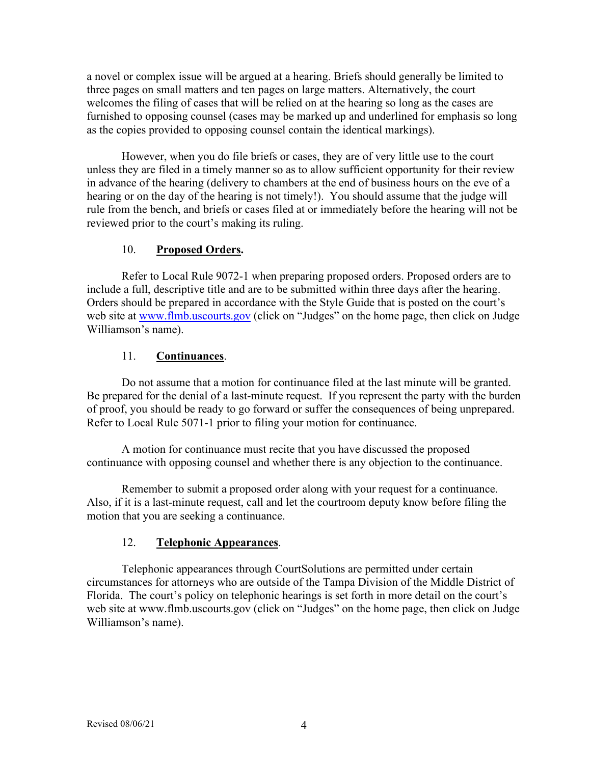a novel or complex issue will be argued at a hearing. Briefs should generally be limited to three pages on small matters and ten pages on large matters. Alternatively, the court welcomes the filing of cases that will be relied on at the hearing so long as the cases are furnished to opposing counsel (cases may be marked up and underlined for emphasis so long as the copies provided to opposing counsel contain the identical markings).

However, when you do file briefs or cases, they are of very little use to the court unless they are filed in a timely manner so as to allow sufficient opportunity for their review in advance of the hearing (delivery to chambers at the end of business hours on the eve of a hearing or on the day of the hearing is not timely!). You should assume that the judge will rule from the bench, and briefs or cases filed at or immediately before the hearing will not be reviewed prior to the court's making its ruling.

## 10. **Proposed Orders.**

Refer to Local Rule 9072-1 when preparing proposed orders. Proposed orders are to include a full, descriptive title and are to be submitted within three days after the hearing. Orders should be prepared in accordance with the Style Guide that is posted on the court's web site at www.flmb.uscourts.gov (click on "Judges" on the home page, then click on Judge Williamson's name).

## 11. **Continuances**.

Do not assume that a motion for continuance filed at the last minute will be granted. Be prepared for the denial of a last-minute request. If you represent the party with the burden of proof, you should be ready to go forward or suffer the consequences of being unprepared. Refer to Local Rule 5071-1 prior to filing your motion for continuance.

A motion for continuance must recite that you have discussed the proposed continuance with opposing counsel and whether there is any objection to the continuance.

Remember to submit a proposed order along with your request for a continuance. Also, if it is a last-minute request, call and let the courtroom deputy know before filing the motion that you are seeking a continuance.

## 12. **Telephonic Appearances**.

Telephonic appearances through CourtSolutions are permitted under certain circumstances for attorneys who are outside of the Tampa Division of the Middle District of Florida. The court's policy on telephonic hearings is set forth in more detail on the court's web site at www.flmb.uscourts.gov (click on "Judges" on the home page, then click on Judge Williamson's name).

Revised 08/06/21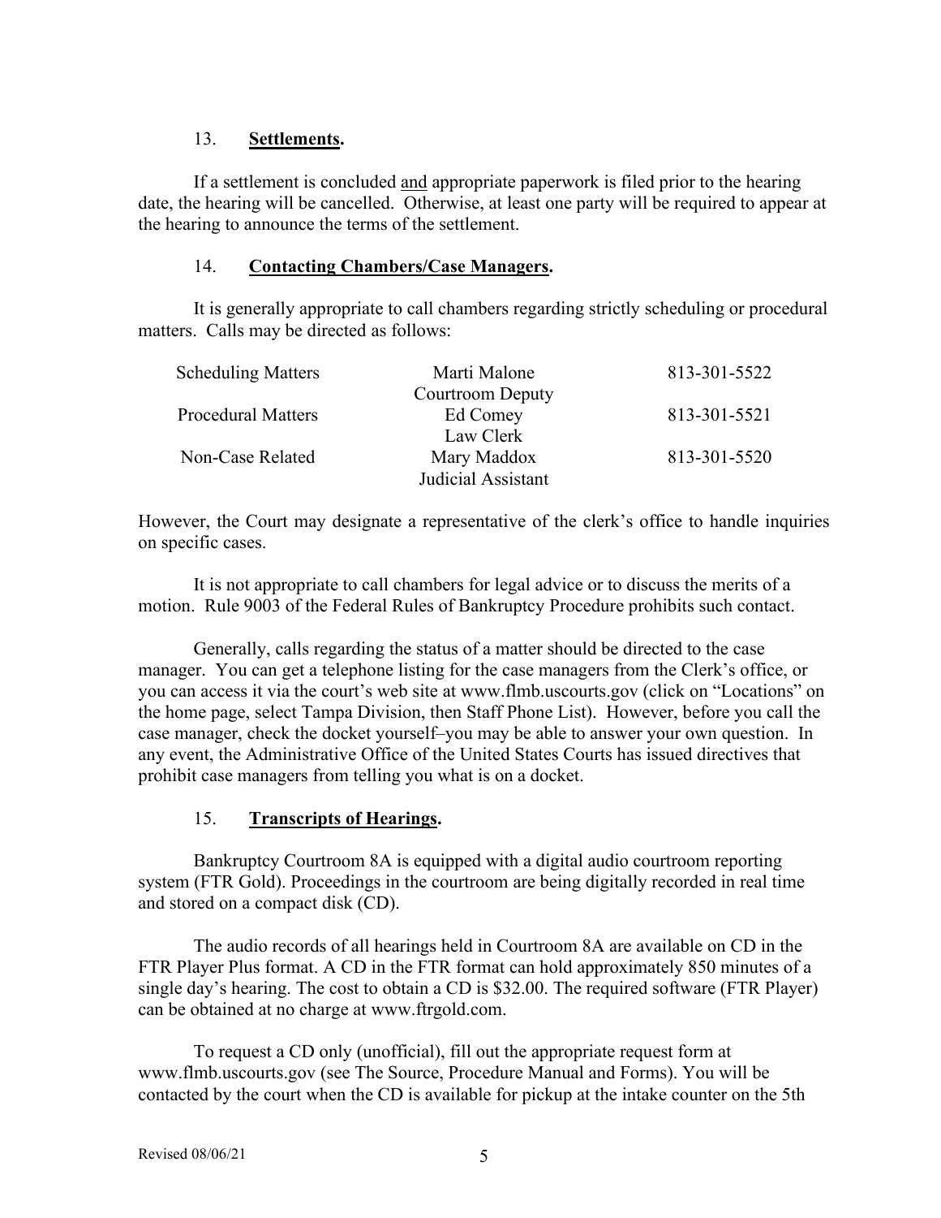### 13. **Settlements.**

If a settlement is concluded and appropriate paperwork is filed prior to the hearing date, the hearing will be cancelled. Otherwise, at least one party will be required to appear at the hearing to announce the terms of the settlement.

### 14. **Contacting Chambers/Case Managers.**

It is generally appropriate to call chambers regarding strictly scheduling or procedural matters. Calls may be directed as follows:

| | | |
|---|---|---|
| Scheduling Matters | Marti Malone<br>Courtroom Deputy | 813-301-5522 |
| Procedural Matters | Ed Comey<br>Law Clerk | 813-301-5521 |
| Non-Case Related | Mary Maddox<br>Judicial Assistant | 813-301-5520 |

However, the Court may designate a representative of the clerk's office to handle inquiries on specific cases.

It is not appropriate to call chambers for legal advice or to discuss the merits of a motion. Rule 9003 of the Federal Rules of Bankruptcy Procedure prohibits such contact.

Generally, calls regarding the status of a matter should be directed to the case manager. You can get a telephone listing for the case managers from the Clerk's office, or you can access it via the court's web site at www.flmb.uscourts.gov (click on "Locations" on the home page, select Tampa Division, then Staff Phone List). However, before you call the case manager, check the docket yourself–you may be able to answer your own question. In any event, the Administrative Office of the United States Courts has issued directives that prohibit case managers from telling you what is on a docket.

### 15. **Transcripts of Hearings.**

Bankruptcy Courtroom 8A is equipped with a digital audio courtroom reporting system (FTR Gold). Proceedings in the courtroom are being digitally recorded in real time and stored on a compact disk (CD).

The audio records of all hearings held in Courtroom 8A are available on CD in the FTR Player Plus format. A CD in the FTR format can hold approximately 850 minutes of a single day's hearing. The cost to obtain a CD is $32.00. The required software (FTR Player) can be obtained at no charge at www.ftrgold.com.

To request a CD only (unofficial), fill out the appropriate request form at www.flmb.uscourts.gov (see The Source, Procedure Manual and Forms). You will be contacted by the court when the CD is available for pickup at the intake counter on the 5th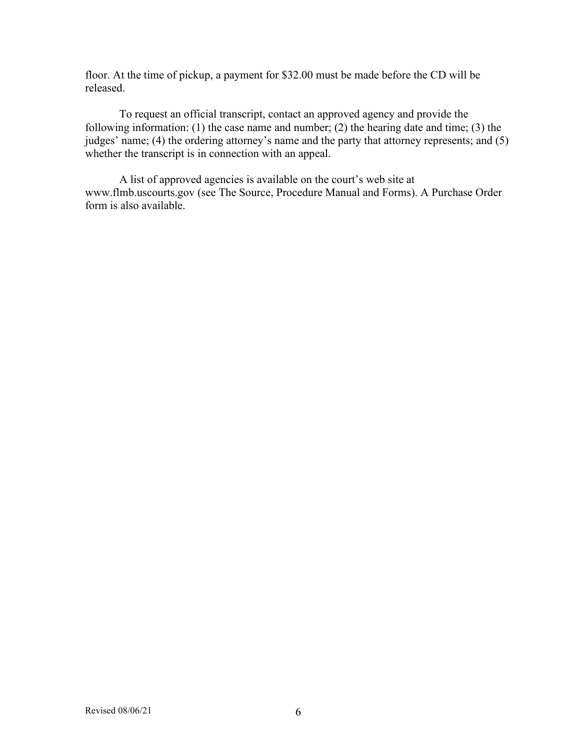floor. At the time of pickup, a payment for $32.00 must be made before the CD will be released.

To request an official transcript, contact an approved agency and provide the following information: (1) the case name and number; (2) the hearing date and time; (3) the judges' name; (4) the ordering attorney's name and the party that attorney represents; and (5) whether the transcript is in connection with an appeal.

A list of approved agencies is available on the court's web site at www.flmb.uscourts.gov (see The Source, Procedure Manual and Forms). A Purchase Order form is also available.

Revised 08/06/21